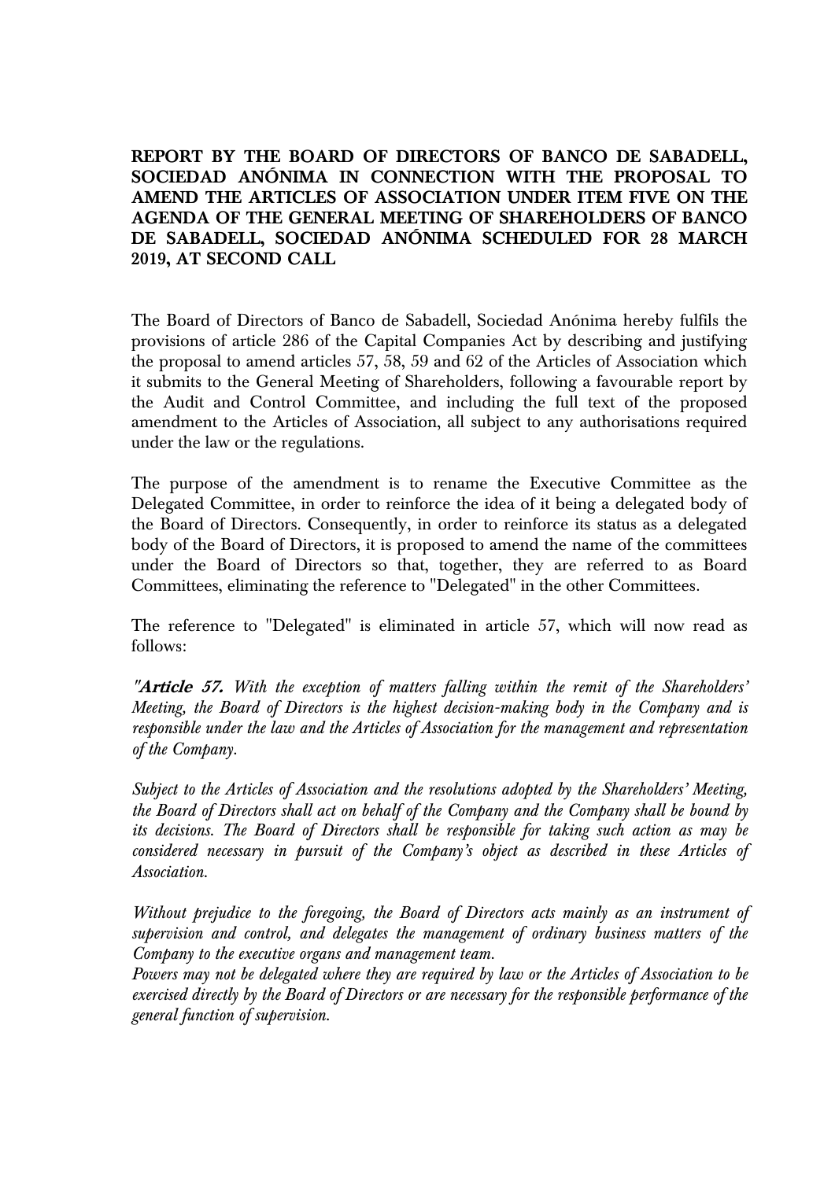**REPORT BY THE BOARD OF DIRECTORS OF BANCO DE SABADELL, SOCIEDAD ANÓNIMA IN CONNECTION WITH THE PROPOSAL TO AMEND THE ARTICLES OF ASSOCIATION UNDER ITEM FIVE ON THE AGENDA OF THE GENERAL MEETING OF SHAREHOLDERS OF BANCO DE SABADELL, SOCIEDAD ANÓNIMA SCHEDULED FOR 28 MARCH 2019, AT SECOND CALL**

The Board of Directors of Banco de Sabadell, Sociedad Anónima hereby fulfils the provisions of article 286 of the Capital Companies Act by describing and justifying the proposal to amend articles 57, 58, 59 and 62 of the Articles of Association which it submits to the General Meeting of Shareholders, following a favourable report by the Audit and Control Committee, and including the full text of the proposed amendment to the Articles of Association, all subject to any authorisations required under the law or the regulations.

The purpose of the amendment is to rename the Executive Committee as the Delegated Committee, in order to reinforce the idea of it being a delegated body of the Board of Directors. Consequently, in order to reinforce its status as a delegated body of the Board of Directors, it is proposed to amend the name of the committees under the Board of Directors so that, together, they are referred to as Board Committees, eliminating the reference to "Delegated" in the other Committees.

The reference to "Delegated" is eliminated in article 57, which will now read as follows:

*"**Article 57.** With the exception of matters falling within the remit of the Shareholders' Meeting, the Board of Directors is the highest decision-making body in the Company and is responsible under the law and the Articles of Association for the management and representation of the Company.*

*Subject to the Articles of Association and the resolutions adopted by the Shareholders' Meeting, the Board of Directors shall act on behalf of the Company and the Company shall be bound by its decisions. The Board of Directors shall be responsible for taking such action as may be considered necessary in pursuit of the Company's object as described in these Articles of Association.*

*Without prejudice to the foregoing, the Board of Directors acts mainly as an instrument of supervision and control, and delegates the management of ordinary business matters of the Company to the executive organs and management team.*
*Powers may not be delegated where they are required by law or the Articles of Association to be exercised directly by the Board of Directors or are necessary for the responsible performance of the general function of supervision.*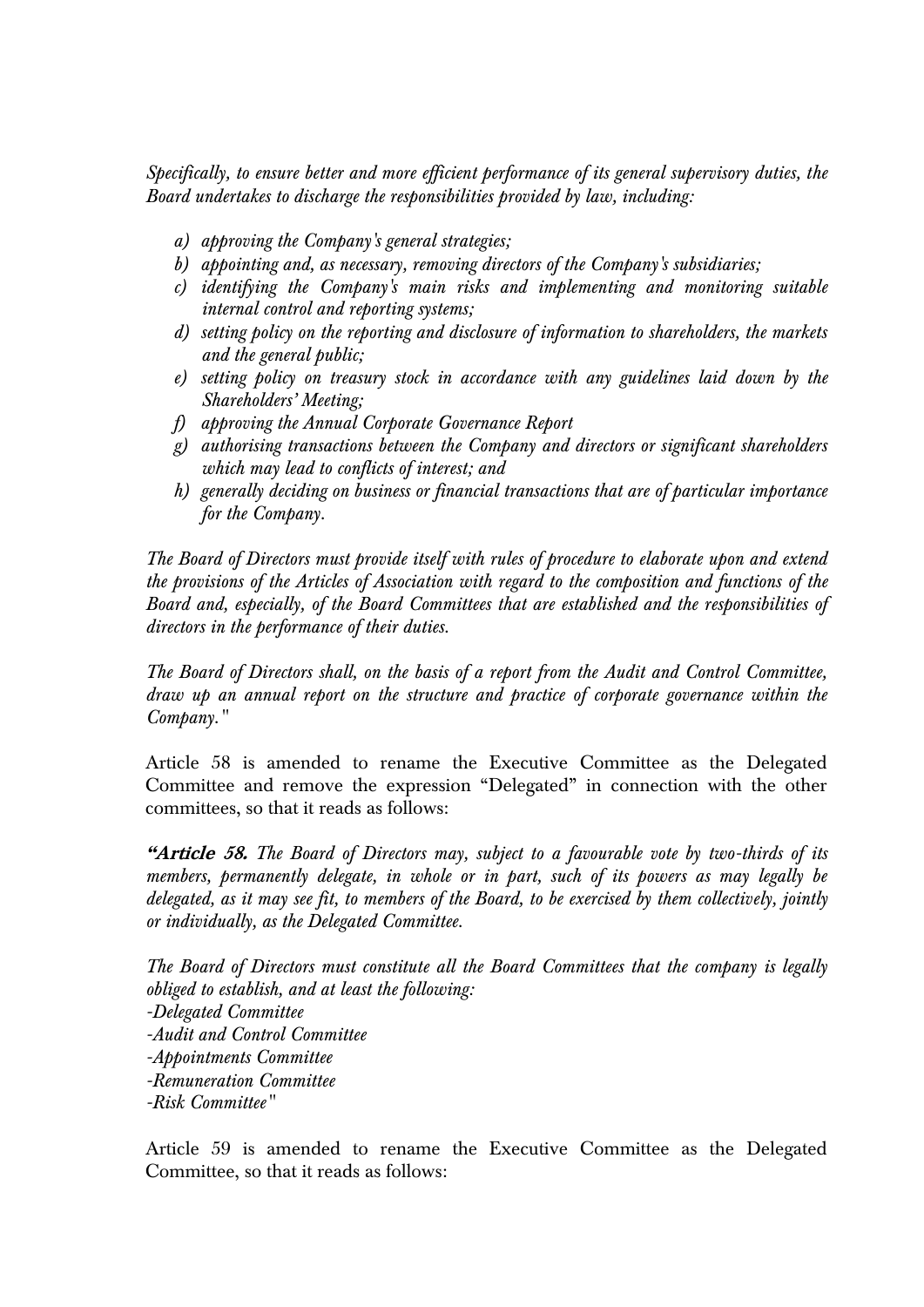*Specifically, to ensure better and more efficient performance of its general supervisory duties, the Board undertakes to discharge the responsibilities provided by law, including:*

- *a) approving the Company's general strategies;*
- *b) appointing and, as necessary, removing directors of the Company's subsidiaries;*
- *c) identifying the Company's main risks and implementing and monitoring suitable internal control and reporting systems;*
- *d) setting policy on the reporting and disclosure of information to shareholders, the markets and the general public;*
- *e) setting policy on treasury stock in accordance with any guidelines laid down by the Shareholders' Meeting;*
- *f) approving the Annual Corporate Governance Report*
- *g) authorising transactions between the Company and directors or significant shareholders which may lead to conflicts of interest; and*
- *h) generally deciding on business or financial transactions that are of particular importance for the Company.*

*The Board of Directors must provide itself with rules of procedure to elaborate upon and extend the provisions of the Articles of Association with regard to the composition and functions of the Board and, especially, of the Board Committees that are established and the responsibilities of directors in the performance of their duties.*

*The Board of Directors shall, on the basis of a report from the Audit and Control Committee, draw up an annual report on the structure and practice of corporate governance within the Company."*

Article 58 is amended to rename the Executive Committee as the Delegated Committee and remove the expression "Delegated" in connection with the other committees, so that it reads as follows:

***"Article 58.*** *The Board of Directors may, subject to a favourable vote by two-thirds of its members, permanently delegate, in whole or in part, such of its powers as may legally be delegated, as it may see fit, to members of the Board, to be exercised by them collectively, jointly or individually, as the Delegated Committee.*

*The Board of Directors must constitute all the Board Committees that the company is legally obliged to establish, and at least the following:*
*-Delegated Committee*
*-Audit and Control Committee*
*-Appointments Committee*
*-Remuneration Committee*
*-Risk Committee"*

Article 59 is amended to rename the Executive Committee as the Delegated Committee, so that it reads as follows: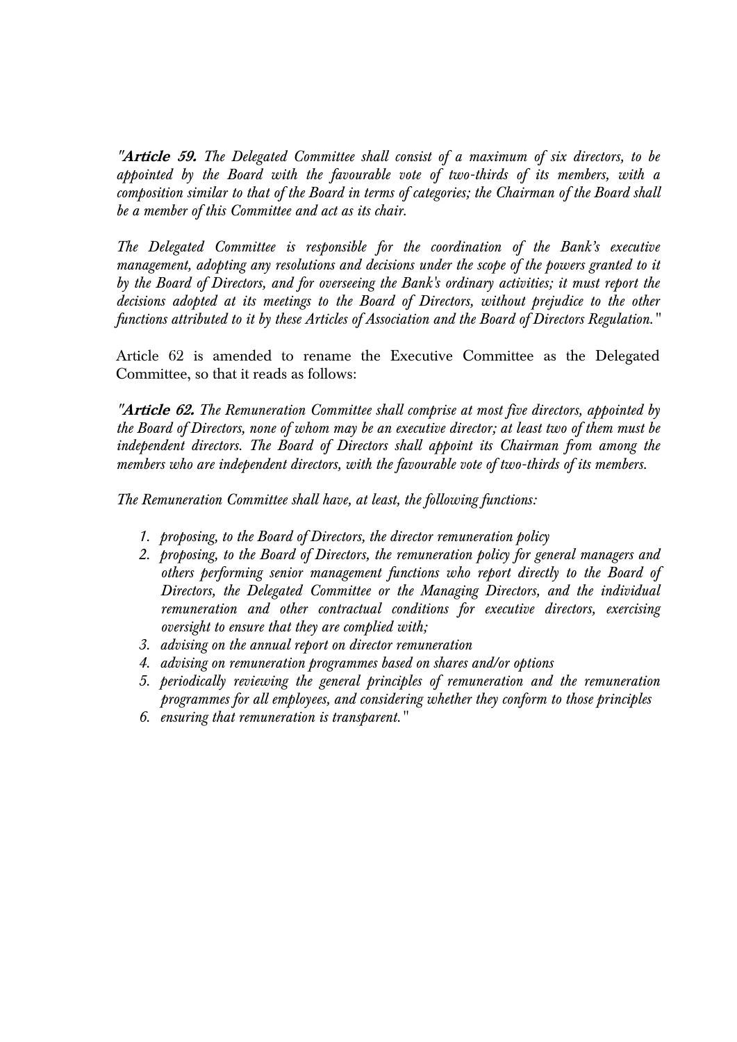*"**Article 59.** The Delegated Committee shall consist of a maximum of six directors, to be appointed by the Board with the favourable vote of two-thirds of its members, with a composition similar to that of the Board in terms of categories; the Chairman of the Board shall be a member of this Committee and act as its chair.*

*The Delegated Committee is responsible for the coordination of the Bank's executive management, adopting any resolutions and decisions under the scope of the powers granted to it by the Board of Directors, and for overseeing the Bank's ordinary activities; it must report the decisions adopted at its meetings to the Board of Directors, without prejudice to the other functions attributed to it by these Articles of Association and the Board of Directors Regulation."*

Article 62 is amended to rename the Executive Committee as the Delegated Committee, so that it reads as follows:

*"**Article 62.** The Remuneration Committee shall comprise at most five directors, appointed by the Board of Directors, none of whom may be an executive director; at least two of them must be independent directors. The Board of Directors shall appoint its Chairman from among the members who are independent directors, with the favourable vote of two-thirds of its members.*

*The Remuneration Committee shall have, at least, the following functions:*

1. *proposing, to the Board of Directors, the director remuneration policy*
2. *proposing, to the Board of Directors, the remuneration policy for general managers and others performing senior management functions who report directly to the Board of Directors, the Delegated Committee or the Managing Directors, and the individual remuneration and other contractual conditions for executive directors, exercising oversight to ensure that they are complied with;*
3. *advising on the annual report on director remuneration*
4. *advising on remuneration programmes based on shares and/or options*
5. *periodically reviewing the general principles of remuneration and the remuneration programmes for all employees, and considering whether they conform to those principles*
6. *ensuring that remuneration is transparent."*